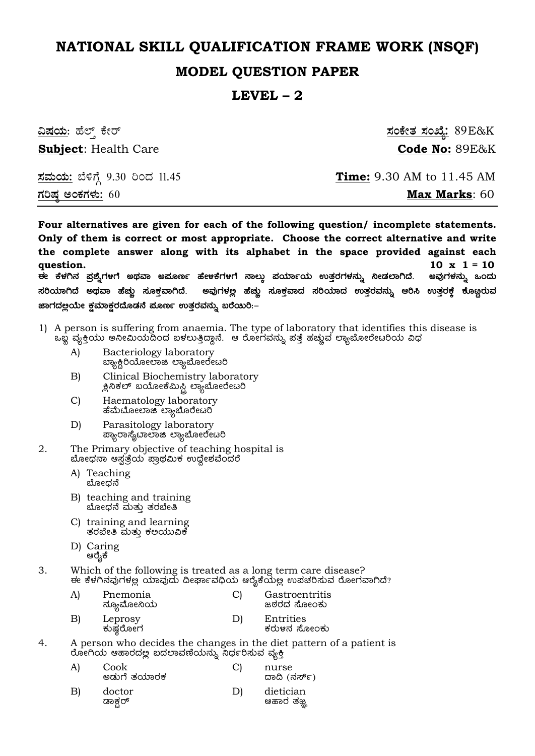# NATIONAL SKILL QUALIFICATION FRAME WORK (NSQF)

## MODEL QUESTION PAPER

## LEVEL – 2

| | |
|---|---|
| ವಿಷಯ: ಹೆಲ್ತ್ ಕೇರ್ | ಸಂಕೇತ ಸಂಖ್ಯೆ: 89E&K |
| **Subject**: Health Care | **Code No:** 89E&K |
| ಸಮಯ: ಬೆಳಿಗ್ಗೆ 9.30 ರಿಂದ 11.45 | **Time:** 9.30 AM to 11.45 AM |
| ಗರಿಷ್ಠ ಅಂಕಗಳು: 60 | **Max Marks**: 60 |

**Four alternatives are given for each of the following question/ incomplete statements. Only of them is correct or most appropriate. Choose the correct alternative and write the complete answer along with its alphabet in the space provided against each question.** **10 x 1 = 10**

**ಈ ಕೆಳಗಿನ ಪ್ರಶ್ನೆಗಳಿಗೆ ಅಥವಾ ಅಪೂರ್ಣ ಹೇಳಿಕೆಗಳಿಗೆ ನಾಲ್ಕು ಪರ್ಯಾಯ ಉತ್ತರಗಳನ್ನು ನೀಡಲಾಗಿದೆ. ಅವುಗಳನ್ನು ಒಂದು ಸರಿಯಾಗಿದೆ ಅಥವಾ ಹೆಚ್ಚು ಸೂಕ್ತವಾಗಿದೆ. ಅವುಗಳಲ್ಲಿ ಹೆಚ್ಚು ಸೂಕ್ತವಾದ ಸರಿಯಾದ ಉತ್ತರವನ್ನು ಆರಿಸಿ ಉತ್ತರಕ್ಕೆ ಕೊಟ್ಟಿರುವ ಜಾಗದಲ್ಲಿಯೇ ಕ್ಷಮಾಕ್ಷರದೊಡನೆ ಪೂರ್ಣ ಉತ್ತರವನ್ನು ಬರೆಯಿರಿ:–**

1) A person is suffering from anaemia. The type of laboratory that identifies this disease is
ಒಬ್ಬ ವ್ಯಕ್ತಿಯು ಅನೀಮಿಯದಿಂದ ಬಳಲುತ್ತಿದ್ದಾನೆ. ಆ ರೋಗವನ್ನು ಪತ್ತೆ ಹಚ್ಚುವ ಲ್ಯಾಬೋರೇಟರಿಯ ವಿಧ

   A) Bacteriology laboratory
   ಬ್ಯಾಕ್ಟಿರಿಯೋಲಾಜಿ ಲ್ಯಾಬೋರೇಟರಿ

   B) Clinical Biochemistry laboratory
   ಕ್ಲಿನಿಕಲ್ ಬಯೋಕೆಮಿಸ್ಟ್ರಿ ಲ್ಯಾಬೋರೇಟರಿ

   C) Haematology laboratory
   ಹೆಮೆಟೋಲಾಜಿ ಲ್ಯಾಬೊರೇಟರಿ

   D) Parasitology laboratory
   ಪ್ಯಾರಾಸೈಟಾಲಾಜಿ ಲ್ಯಾಬೋರೇಟರಿ

2. The Primary objective of teaching hospital is
ಬೋಧನಾ ಆಸ್ಪತ್ರೆಯ ಪ್ರಾಥಮಿಕ ಉದ್ದೇಶವೆಂದರೆ

   A) Teaching
   ಬೋಧನೆ

   B) teaching and training
   ಬೋಧನೆ ಮತ್ತು ತರಬೇತಿ

   C) training and learning
   ತರಬೇತಿ ಮತ್ತು ಕಲಿಯುವಿಕೆ

   D) Caring
   ಆರೈಕೆ

3. Which of the following is treated as a long term care disease?
ಈ ಕೆಳಗಿನವುಗಳಲ್ಲಿ ಯಾವುದು ದೀರ್ಘಾವಧಿಯ ಆರೈಕೆಯಲ್ಲಿ ಉಪಚರಿಸುವ ರೋಗವಾಗಿದೆ?

   A) Pnemonia
   ನ್ಯೂಮೋನಿಯ

   B) Leprosy
   ಕುಷ್ಠರೋಗ

   C) Gastroentritis
   ಜಠರದ ಸೋಂಕು

   D) Entrities
   ಕರುಳಿನ ಸೋಂಕು

4. A person who decides the changes in the diet pattern of a patient is
ರೋಗಿಯ ಆಹಾರದಲ್ಲಿ ಬದಲಾವಣೆಯನ್ನು ನಿರ್ಧರಿಸುವ ವ್ಯಕ್ತಿ

   A) Cook
   ಅಡುಗೆ ತಯಾರಕ

   B) doctor
   ಡಾಕ್ಟರ್

   C) nurse
   ದಾದಿ (ನರ್ಸ್)

   D) dietician
   ಆಹಾರ ತಜ್ಞ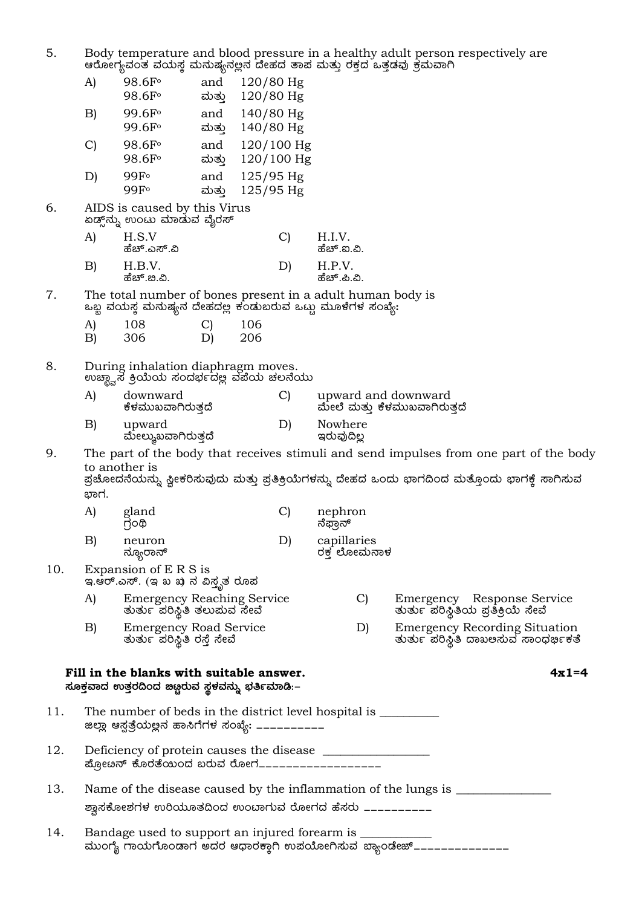5. Body temperature and blood pressure in a healthy adult person respectively are
ಆರೋಗ್ಯವಂತ ವಯಸ್ಕ ಮನುಷ್ಯನಲ್ಲಿನ ದೇಹದ ತಾಪ ಮತ್ತು ರಕ್ತದ ಒತ್ತಡವು ಕ್ರಮವಾಗಿ

   A) 98.6F° and 120/80 Hg
      98.6F° ಮತ್ತು 120/80 Hg

   B) 99.6F° and 140/80 Hg
      99.6F° ಮತ್ತು 140/80 Hg

   C) 98.6F° and 120/100 Hg
      98.6F° ಮತ್ತು 120/100 Hg

   D) 99F° and 125/95 Hg
      99F° ಮತ್ತು 125/95 Hg

6. AIDS is caused by this Virus
ಏಡ್ಸ್‌ನ್ನು ಉಂಟು ಮಾಡುವ ವೈರಸ್

   A) H.S.V
      ಹೆಚ್.ಎಸ್.ವಿ

   B) H.B.V.
      ಹೆಚ್.ಬಿ.ವಿ.

   C) H.I.V.
      ಹೆಚ್.ಐ.ವಿ.

   D) H.P.V.
      ಹೆಚ್.ಪಿ.ವಿ.

7. The total number of bones present in a adult human body is
ಒಬ್ಬ ವಯಸ್ಕ ಮನುಷ್ಯನ ದೇಹದಲ್ಲಿ ಕಂಡುಬರುವ ಒಟ್ಟು ಮೂಳೆಗಳ ಸಂಖ್ಯೆ:

   A) 108
   B) 306
   C) 106
   D) 206

8. During inhalation diaphragm moves.
ಉಚ್ಛ್ವಾಸ ಕ್ರಿಯೆಯ ಸಂದರ್ಭದಲ್ಲಿ ವಪೆಯ ಚಲನೆಯು

   A) downward
      ಕೆಳಮುಖವಾಗಿರುತ್ತದೆ

   B) upward
      ಮೇಲ್ಮುಖವಾಗಿರುತ್ತದೆ

   C) upward and downward
      ಮೇಲೆ ಮತ್ತು ಕೆಳಮುಖವಾಗಿರುತ್ತದೆ

   D) Nowhere
      ಇರುವುದಿಲ್ಲ

9. The part of the body that receives stimuli and send impulses from one part of the body to another is
ಪ್ರಚೋದನೆಯನ್ನು ಸ್ವೀಕರಿಸುವುದು ಮತ್ತು ಪ್ರತಿಕ್ರಿಯೆಗಳನ್ನು ದೇಹದ ಒಂದು ಭಾಗದಿಂದ ಮತ್ತೊಂದು ಭಾಗಕ್ಕೆ ಸಾಗಿಸುವ ಭಾಗ.

   A) gland
      ಗ್ರಂಥಿ

   B) neuron
      ನ್ಯೂರಾನ್

   C) nephron
      ನೆಫ್ರಾನ್

   D) capillaries
      ರಕ್ತ ಲೋಮನಾಳ

10. Expansion of E R S is
ಇ.ಆರ್.ಎಸ್. (ಇ ಬ ಖ) ನ ವಿಸ್ತೃತ ರೂಪ

   A) Emergency Reaching Service
      ತುರ್ತು ಪರಿಸ್ಥಿತಿ ತಲುಪುವ ಸೇವೆ

   B) Emergency Road Service
      ತುರ್ತು ಪರಿಸ್ಥಿತಿ ರಸ್ತೆ ಸೇವೆ

   C) Emergency Response Service
      ತುರ್ತು ಪರಿಸ್ಥಿತಿಯ ಪ್ರತಿಕ್ರಿಯೆ ಸೇವೆ

   D) Emergency Recording Situation
      ತುರ್ತು ಪರಿಸ್ಥಿತಿ ದಾಖಲಿಸುವ ಸಾಂಧರ್ಭಿಕತೆ

**Fill in the blanks with suitable answer.** **4x1=4**
**ಸೂಕ್ತವಾದ ಉತ್ತರದಿಂದ ಬಿಟ್ಟಿರುವ ಸ್ಥಳವನ್ನು ಭರ್ತಿಮಾಡಿ:–**

11. The number of beds in the district level hospital is __________
ಜಿಲ್ಲಾ ಆಸ್ಪತ್ರೆಯಲ್ಲಿನ ಹಾಸಿಗೆಗಳ ಸಂಖ್ಯೆ: __________

12. Deficiency of protein causes the disease _________________
ಪ್ರೋಟೀನ್ ಕೊರತೆಯಿಂದ ಬರುವ ರೋಗ_________________

13. Name of the disease caused by the inflammation of the lungs is _______________
ಶ್ವಾಸಕೋಶಗಳ ಉರಿಯೂತದಿಂದ ಉಂಟಾಗುವ ರೋಗದ ಹೆಸರು __________

14. Bandage used to support an injured forearm is ___________
ಮುಂಗೈ ಗಾಯಗೊಂಡಾಗ ಅದರ ಆಧಾರಕ್ಕಾಗಿ ಉಪಯೋಗಿಸುವ ಬ್ಯಾಂಡೇಜ್______________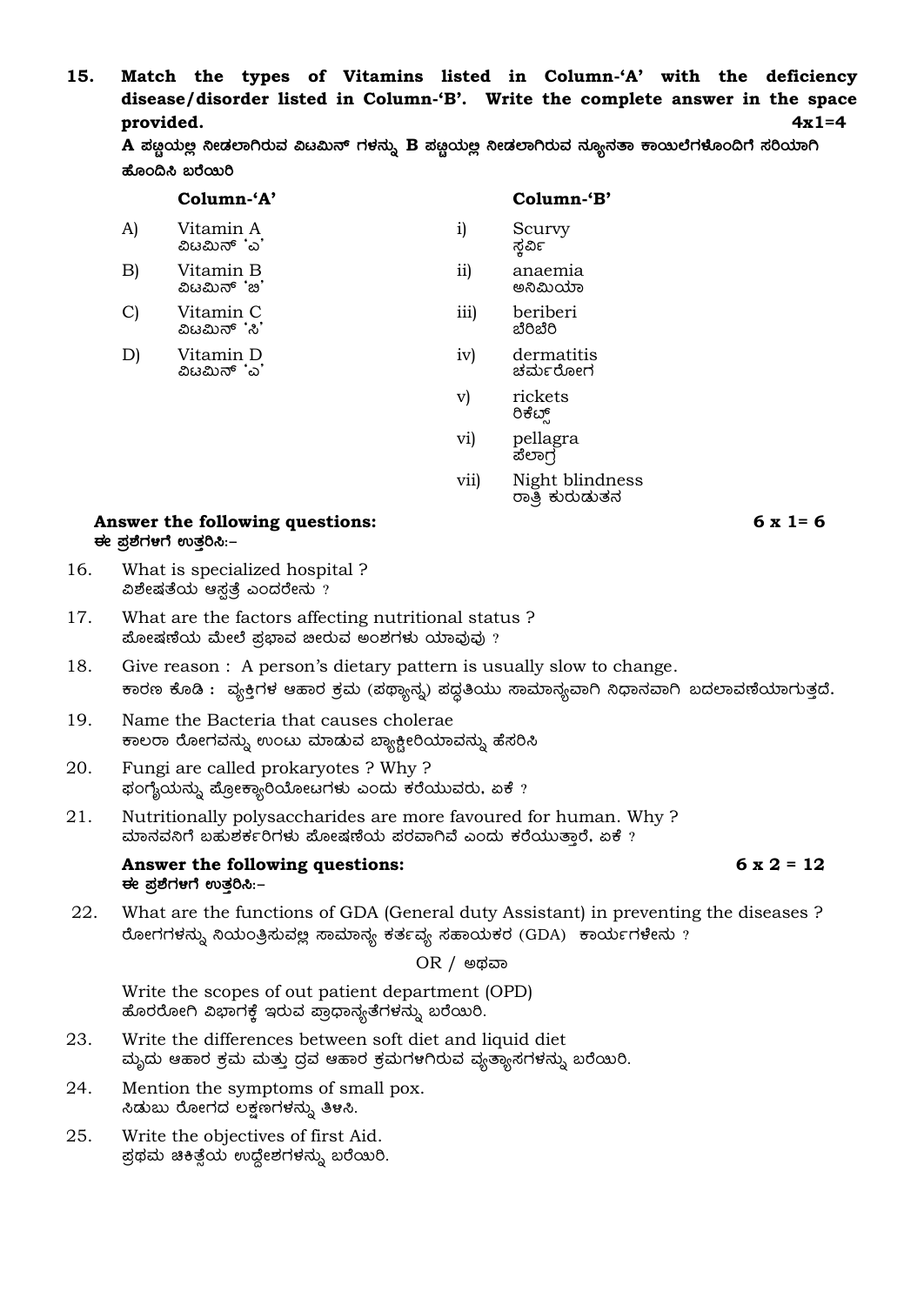15. **Match the types of Vitamins listed in Column-'A' with the deficiency disease/disorder listed in Column-'B'. Write the complete answer in the space provided.** **4x1=4**

**A ಪಟ್ಟಿಯಲ್ಲಿ ನೀಡಲಾಗಿರುವ ವಿಟಮಿನ್ ಗಳನ್ನು B ಪಟ್ಟಿಯಲ್ಲಿ ನೀಡಲಾಗಿರುವ ನ್ಯೂನತಾ ಕಾಯಿಲೆಗಳೊಂದಿಗೆ ಸರಿಯಾಗಿ ಹೊಂದಿಸಿ ಬರೆಯಿರಿ**

| | **Column-'A'** | | **Column-'B'** |
|---|---|---|---|
| A) | Vitamin A<br>ವಿಟಮಿನ್ 'ಎ' | i) | Scurvy<br>ಸ್ಕರ್ವಿ |
| B) | Vitamin B<br>ವಿಟಮಿನ್ 'ಬಿ' | ii) | anaemia<br>ಅನಿಮಿಯಾ |
| C) | Vitamin C<br>ವಿಟಮಿನ್ 'ಸಿ' | iii) | beriberi<br>ಬೆರಿಬೆರಿ |
| D) | Vitamin D<br>ವಿಟಮಿನ್ 'ಎ' | iv) | dermatitis<br>ಚರ್ಮರೋಗ |
| | | v) | rickets<br>ರಿಕೆಟ್ಸ್ |
| | | vi) | pellagra<br>ಪೆಲಾಗ್ರ |
| | | vii) | Night blindness<br>ರಾತ್ರಿ ಕುರುಡುತನ |

**Answer the following questions:** **6 x 1= 6**
**ಈ ಪ್ರಶೆಗಳಗೆ ಉತ್ತರಿಸಿ:–**

16. What is specialized hospital ?
ವಿಶೇಷತೆಯ ಆಸ್ಪತ್ರೆ ಎಂದರೇನು ?

17. What are the factors affecting nutritional status ?
ಪೋಷಣೆಯ ಮೇಲೆ ಪ್ರಭಾವ ಬೀರುವ ಅಂಶಗಳು ಯಾವುವು ?

18. Give reason : A person's dietary pattern is usually slow to change.
ಕಾರಣ ಕೊಡಿ : ವ್ಯಕ್ತಿಗಳ ಆಹಾರ ಕ್ರಮ (ಪಥ್ಯಾನ್ನ) ಪದ್ಧತಿಯು ಸಾಮಾನ್ಯವಾಗಿ ನಿಧಾನವಾಗಿ ಬದಲಾವಣೆಯಾಗುತ್ತದೆ.

19. Name the Bacteria that causes cholerae
ಕಾಲರಾ ರೋಗವನ್ನು ಉಂಟು ಮಾಡುವ ಬ್ಯಾಕ್ಟೀರಿಯಾವನ್ನು ಹೆಸರಿಸಿ

20. Fungi are called prokaryotes ? Why ?
ಫಂಗೈಯನ್ನು ಪ್ರೋಕ್ಯಾರಿಯೋಟಗಳು ಎಂದು ಕರೆಯುವರು, ಏಕೆ ?

21. Nutritionally polysaccharides are more favoured for human. Why ?
ಮಾನವನಿಗೆ ಬಹುಶರ್ಕರಿಗಳು ಪೋಷಣೆಯ ಪರವಾಗಿವೆ ಎಂದು ಕರೆಯುತ್ತಾರೆ, ಏಕೆ ?

**Answer the following questions:** **6 x 2 = 12**
**ಈ ಪ್ರಶೆಗಳಗೆ ಉತ್ತರಿಸಿ:–**

22. What are the functions of GDA (General duty Assistant) in preventing the diseases ?
ರೋಗಗಳನ್ನು ನಿಯಂತ್ರಿಸುವಲ್ಲಿ ಸಾಮಾನ್ಯ ಕರ್ತವ್ಯ ಸಹಾಯಕರ (GDA) ಕಾರ್ಯಗಳೇನು ?

OR / ಅಥವಾ

Write the scopes of out patient department (OPD)
ಹೊರರೋಗಿ ವಿಭಾಗಕ್ಕೆ ಇರುವ ಪ್ರಾಧಾನ್ಯತೆಗಳನ್ನು ಬರೆಯಿರಿ.

23. Write the differences between soft diet and liquid diet
ಮೃದು ಆಹಾರ ಕ್ರಮ ಮತ್ತು ದ್ರವ ಆಹಾರ ಕ್ರಮಗಳಗಿರುವ ವ್ಯತ್ಯಾಸಗಳನ್ನು ಬರೆಯಿರಿ.

24. Mention the symptoms of small pox.
ಸಿಡುಬು ರೋಗದ ಲಕ್ಷಣಗಳನ್ನು ತಿಳಸಿ.

25. Write the objectives of first Aid.
ಪ್ರಥಮ ಚಿಕಿತ್ಸೆಯ ಉದ್ದೇಶಗಳನ್ನು ಬರೆಯಿರಿ.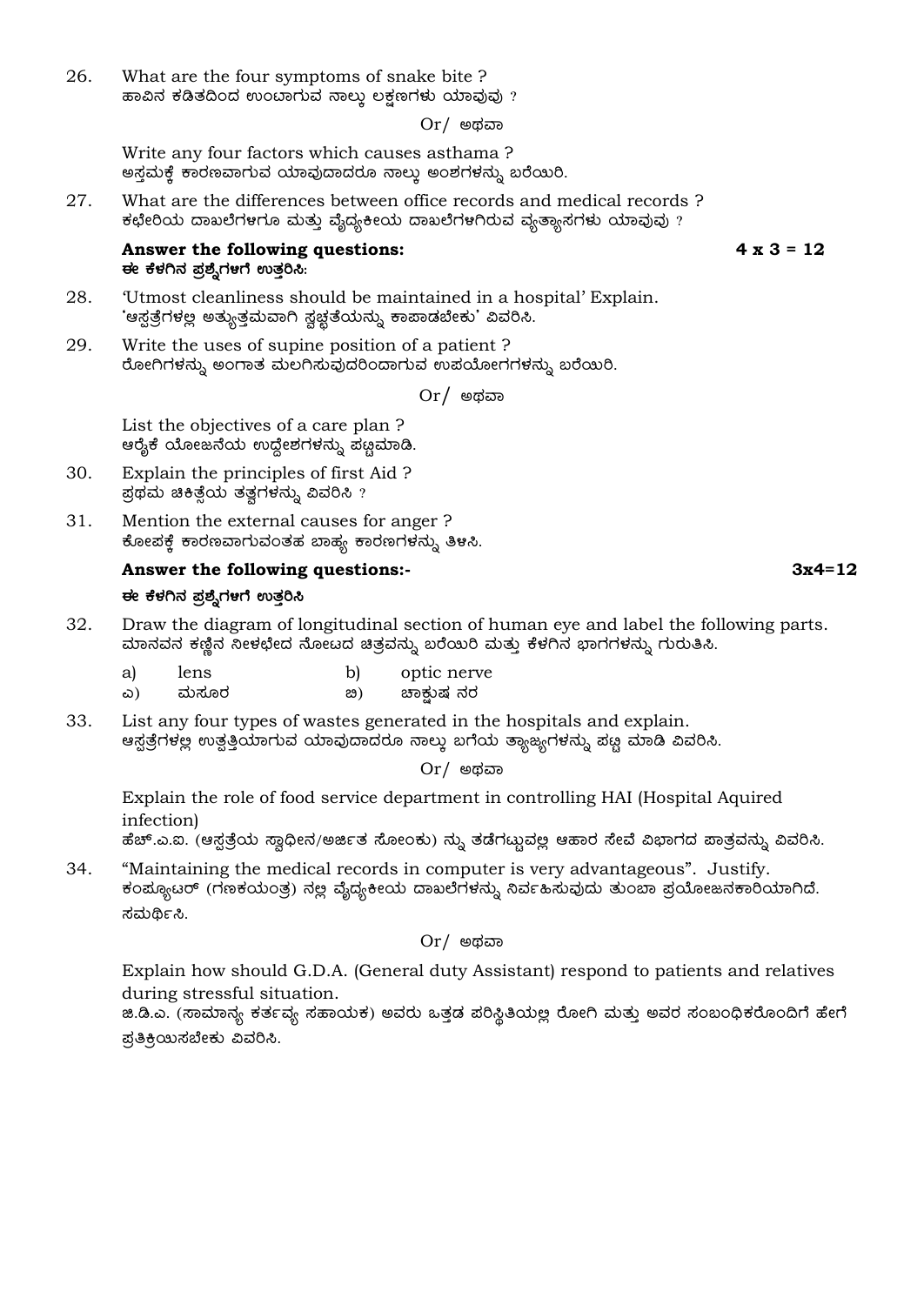26. What are the four symptoms of snake bite ?
ಹಾವಿನ ಕಡಿತದಿಂದ ಉಂಟಾಗುವ ನಾಲ್ಕು ಲಕ್ಷಣಗಳು ಯಾವುವು ?

Or/ ಅಥವಾ

Write any four factors which causes asthama ?
ಅಸ್ತಮಕ್ಕೆ ಕಾರಣವಾಗುವ ಯಾವುದಾದರೂ ನಾಲ್ಕು ಅಂಶಗಳನ್ನು ಬರೆಯಿರಿ.

27. What are the differences between office records and medical records ?
ಕಛೇರಿಯ ದಾಖಲೆಗಳಗೂ ಮತ್ತು ವೈದ್ಯಕೀಯ ದಾಖಲೆಗಳಗಿರುವ ವ್ಯತ್ಯಾಸಗಳು ಯಾವುವು ?

**Answer the following questions:** **4 x 3 = 12**

**ಈ ಕೆಳಗಿನ ಪ್ರಶ್ನೆಗಳಗೆ ಉತ್ತರಿಸಿ:**

28. 'Utmost cleanliness should be maintained in a hospital' Explain.
'ಆಸ್ಪತ್ರೆಗಳಲ್ಲಿ ಅತ್ಯುತ್ತಮವಾಗಿ ಸ್ವಚ್ಛತೆಯನ್ನು ಕಾಪಾಡಬೇಕು' ವಿವರಿಸಿ.

29. Write the uses of supine position of a patient ?
ರೋಗಿಗಳನ್ನು ಅಂಗಾತ ಮಲಗಿಸುವುದರಿಂದಾಗುವ ಉಪಯೋಗಗಳನ್ನು ಬರೆಯಿರಿ.

Or/ ಅಥವಾ

List the objectives of a care plan ?
ಆರೈಕೆ ಯೋಜನೆಯ ಉದ್ದೇಶಗಳನ್ನು ಪಟ್ಟಿಮಾಡಿ.

30. Explain the principles of first Aid ?
ಪ್ರಥಮ ಚಿಕಿತ್ಸೆಯ ತತ್ವಗಳನ್ನು ವಿವರಿಸಿ ?

31. Mention the external causes for anger ?
ಕೋಪಕ್ಕೆ ಕಾರಣವಾಗುವಂತಹ ಬಾಹ್ಯ ಕಾರಣಗಳನ್ನು ತಿಳಸಿ.

**Answer the following questions:-** **3x4=12**

**ಈ ಕೆಳಗಿನ ಪ್ರಶ್ನೆಗಳಗೆ ಉತ್ತರಿಸಿ**

32. Draw the diagram of longitudinal section of human eye and label the following parts.
ಮಾನವನ ಕಣ್ಣಿನ ನೀಳಛೇದ ನೋಟದ ಚಿತ್ರವನ್ನು ಬರೆಯಿರಿ ಮತ್ತು ಕೆಳಗಿನ ಭಾಗಗಳನ್ನು ಗುರುತಿಸಿ.

a) lens b) optic nerve
ಎ) ಮಸೂರ ಬಿ) ಚಾಕ್ಷುಷ ನರ

33. List any four types of wastes generated in the hospitals and explain.
ಆಸ್ಪತ್ರೆಗಳಲ್ಲಿ ಉತ್ಪತ್ತಿಯಾಗುವ ಯಾವುದಾದರೂ ನಾಲ್ಕು ಬಗೆಯ ತ್ಯಾಜ್ಯಗಳನ್ನು ಪಟ್ಟಿ ಮಾಡಿ ವಿವರಿಸಿ.

Or/ ಅಥವಾ

Explain the role of food service department in controlling HAI (Hospital Aquired infection)
ಹೆಚ್.ಎ.ಐ. (ಆಸ್ಪತ್ರೆಯ ಸ್ವಾಧೀನ/ಅರ್ಜಿತ ಸೋಂಕು) ನ್ನು ತಡೆಗಟ್ಟುವಲ್ಲಿ ಆಹಾರ ಸೇವೆ ವಿಭಾಗದ ಪಾತ್ರವನ್ನು ವಿವರಿಸಿ.

34. "Maintaining the medical records in computer is very advantageous". Justify.
ಕಂಪ್ಯೂಟರ್ (ಗಣಕಯಂತ್ರ) ನಲ್ಲಿ ವೈದ್ಯಕೀಯ ದಾಖಲೆಗಳನ್ನು ನಿರ್ವಹಿಸುವುದು ತುಂಬಾ ಪ್ರಯೋಜನಕಾರಿಯಾಗಿದೆ. ಸಮರ್ಥಿಸಿ.

Or/ ಅಥವಾ

Explain how should G.D.A. (General duty Assistant) respond to patients and relatives during stressful situation.
ಜಿ.ಡಿ.ಎ. (ಸಾಮಾನ್ಯ ಕರ್ತವ್ಯ ಸಹಾಯಕ) ಅವರು ಒತ್ತಡ ಪರಿಸ್ಥಿತಿಯಲ್ಲಿ ರೋಗಿ ಮತ್ತು ಅವರ ಸಂಬಂಧಿಕರೊಂದಿಗೆ ಹೇಗೆ ಪ್ರತಿಕ್ರಿಯಿಸಬೇಕು ವಿವರಿಸಿ.